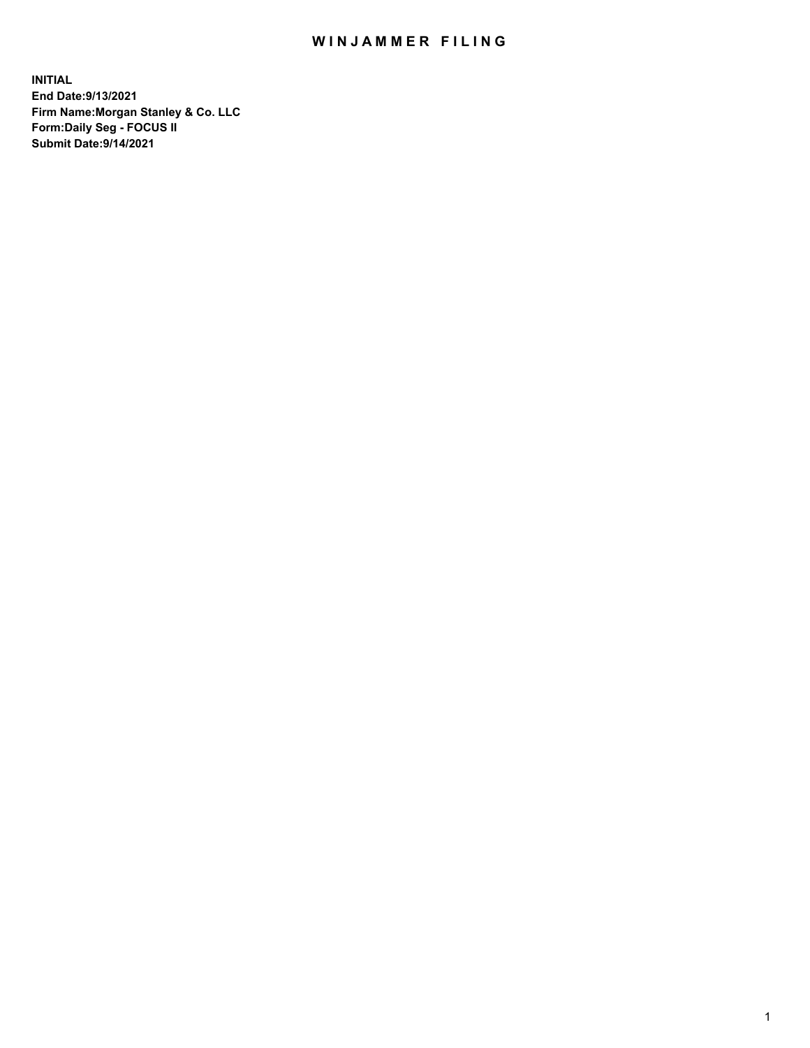# WINJAMMER FILING

**INITIAL**
**End Date:9/13/2021**
**Firm Name:Morgan Stanley & Co. LLC**
**Form:Daily Seg - FOCUS II**
**Submit Date:9/14/2021**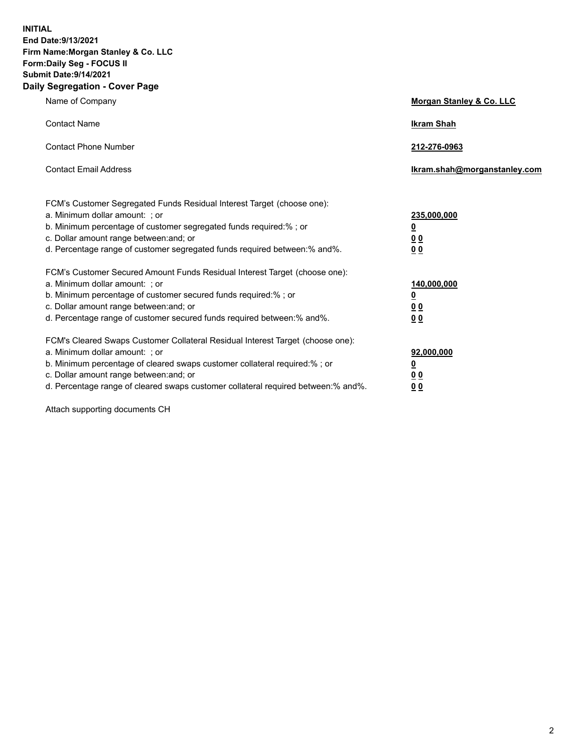**INITIAL**
**End Date:9/13/2021**
**Firm Name:Morgan Stanley & Co. LLC**
**Form:Daily Seg - FOCUS II**
**Submit Date:9/14/2021**

## Daily Segregation - Cover Page

| | |
|---|---|
| Name of Company | **Morgan Stanley & Co. LLC** |
| Contact Name | **Ikram Shah** |
| Contact Phone Number | **212-276-0963** |
| Contact Email Address | **Ikram.shah@morganstanley.com** |

| | |
|---|---|
| FCM's Customer Segregated Funds Residual Interest Target (choose one): | |
| a. Minimum dollar amount: ; or | **235,000,000** |
| b. Minimum percentage of customer segregated funds required:% ; or | **0** |
| c. Dollar amount range between:and; or | **0 0** |
| d. Percentage range of customer segregated funds required between:% and%. | **0 0** |
| FCM's Customer Secured Amount Funds Residual Interest Target (choose one): | |
| a. Minimum dollar amount: ; or | **140,000,000** |
| b. Minimum percentage of customer secured funds required:% ; or | **0** |
| c. Dollar amount range between:and; or | **0 0** |
| d. Percentage range of customer secured funds required between:% and%. | **0 0** |
| FCM's Cleared Swaps Customer Collateral Residual Interest Target (choose one): | |
| a. Minimum dollar amount: ; or | **92,000,000** |
| b. Minimum percentage of cleared swaps customer collateral required:% ; or | **0** |
| c. Dollar amount range between:and; or | **0 0** |
| d. Percentage range of cleared swaps customer collateral required between:% and%. | **0 0** |

Attach supporting documents CH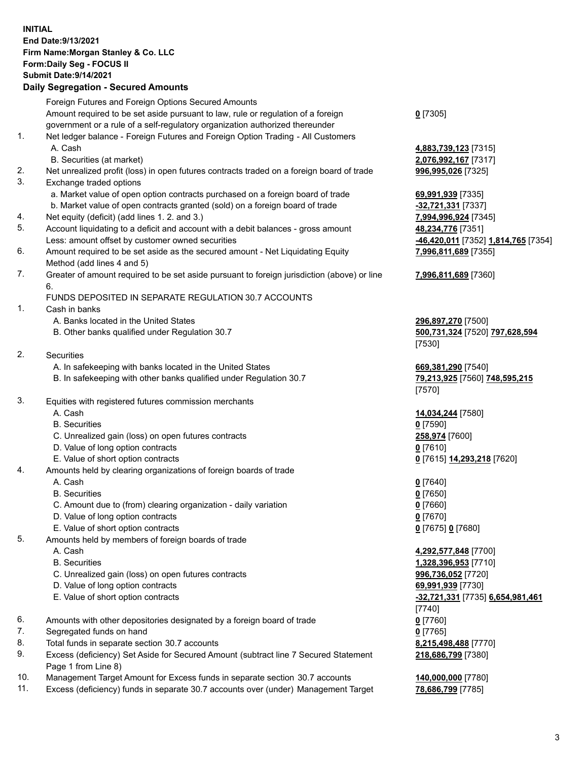**INITIAL**
**End Date:9/13/2021**
**Firm Name:Morgan Stanley & Co. LLC**
**Form:Daily Seg - FOCUS II**
**Submit Date:9/14/2021**

**Daily Segregation - Secured Amounts**

| | | |
|---|---|---|
| | Foreign Futures and Foreign Options Secured Amounts | |
| | Amount required to be set aside pursuant to law, rule or regulation of a foreign government or a rule of a self-regulatory organization authorized thereunder | **0** [7305] |
| 1. | Net ledger balance - Foreign Futures and Foreign Option Trading - All Customers | |
| | A. Cash | **4,883,739,123** [7315] |
| | B. Securities (at market) | **2,076,992,167** [7317] |
| 2. | Net unrealized profit (loss) in open futures contracts traded on a foreign board of trade | **996,995,026** [7325] |
| 3. | Exchange traded options | |
| | a. Market value of open option contracts purchased on a foreign board of trade | **69,991,939** [7335] |
| | b. Market value of open contracts granted (sold) on a foreign board of trade | **-32,721,331** [7337] |
| 4. | Net equity (deficit) (add lines 1. 2. and 3.) | **7,994,996,924** [7345] |
| 5. | Account liquidating to a deficit and account with a debit balances - gross amount | **48,234,776** [7351] |
| | Less: amount offset by customer owned securities | **-46,420,011** [7352] **1,814,765** [7354] |
| 6. | Amount required to be set aside as the secured amount - Net Liquidating Equity Method (add lines 4 and 5) | **7,996,811,689** [7355] |
| 7. | Greater of amount required to be set aside pursuant to foreign jurisdiction (above) or line 6. | **7,996,811,689** [7360] |
| | FUNDS DEPOSITED IN SEPARATE REGULATION 30.7 ACCOUNTS | |
| 1. | Cash in banks | |
| | A. Banks located in the United States | **296,897,270** [7500] |
| | B. Other banks qualified under Regulation 30.7 | **500,731,324** [7520] **797,628,594** [7530] |
| 2. | Securities | |
| | A. In safekeeping with banks located in the United States | **669,381,290** [7540] |
| | B. In safekeeping with other banks qualified under Regulation 30.7 | **79,213,925** [7560] **748,595,215** [7570] |
| 3. | Equities with registered futures commission merchants | |
| | A. Cash | **14,034,244** [7580] |
| | B. Securities | **0** [7590] |
| | C. Unrealized gain (loss) on open futures contracts | **258,974** [7600] |
| | D. Value of long option contracts | **0** [7610] |
| | E. Value of short option contracts | **0** [7615] **14,293,218** [7620] |
| 4. | Amounts held by clearing organizations of foreign boards of trade | |
| | A. Cash | **0** [7640] |
| | B. Securities | **0** [7650] |
| | C. Amount due to (from) clearing organization - daily variation | **0** [7660] |
| | D. Value of long option contracts | **0** [7670] |
| | E. Value of short option contracts | **0** [7675] **0** [7680] |
| 5. | Amounts held by members of foreign boards of trade | |
| | A. Cash | **4,292,577,848** [7700] |
| | B. Securities | **1,328,396,953** [7710] |
| | C. Unrealized gain (loss) on open futures contracts | **996,736,052** [7720] |
| | D. Value of long option contracts | **69,991,939** [7730] |
| | E. Value of short option contracts | **-32,721,331** [7735] **6,654,981,461** [7740] |
| 6. | Amounts with other depositories designated by a foreign board of trade | **0** [7760] |
| 7. | Segregated funds on hand | **0** [7765] |
| 8. | Total funds in separate section 30.7 accounts | **8,215,498,488** [7770] |
| 9. | Excess (deficiency) Set Aside for Secured Amount (subtract line 7 Secured Statement Page 1 from Line 8) | **218,686,799** [7380] |
| 10. | Management Target Amount for Excess funds in separate section 30.7 accounts | **140,000,000** [7780] |
| 11. | Excess (deficiency) funds in separate 30.7 accounts over (under) Management Target | **78,686,799** [7785] |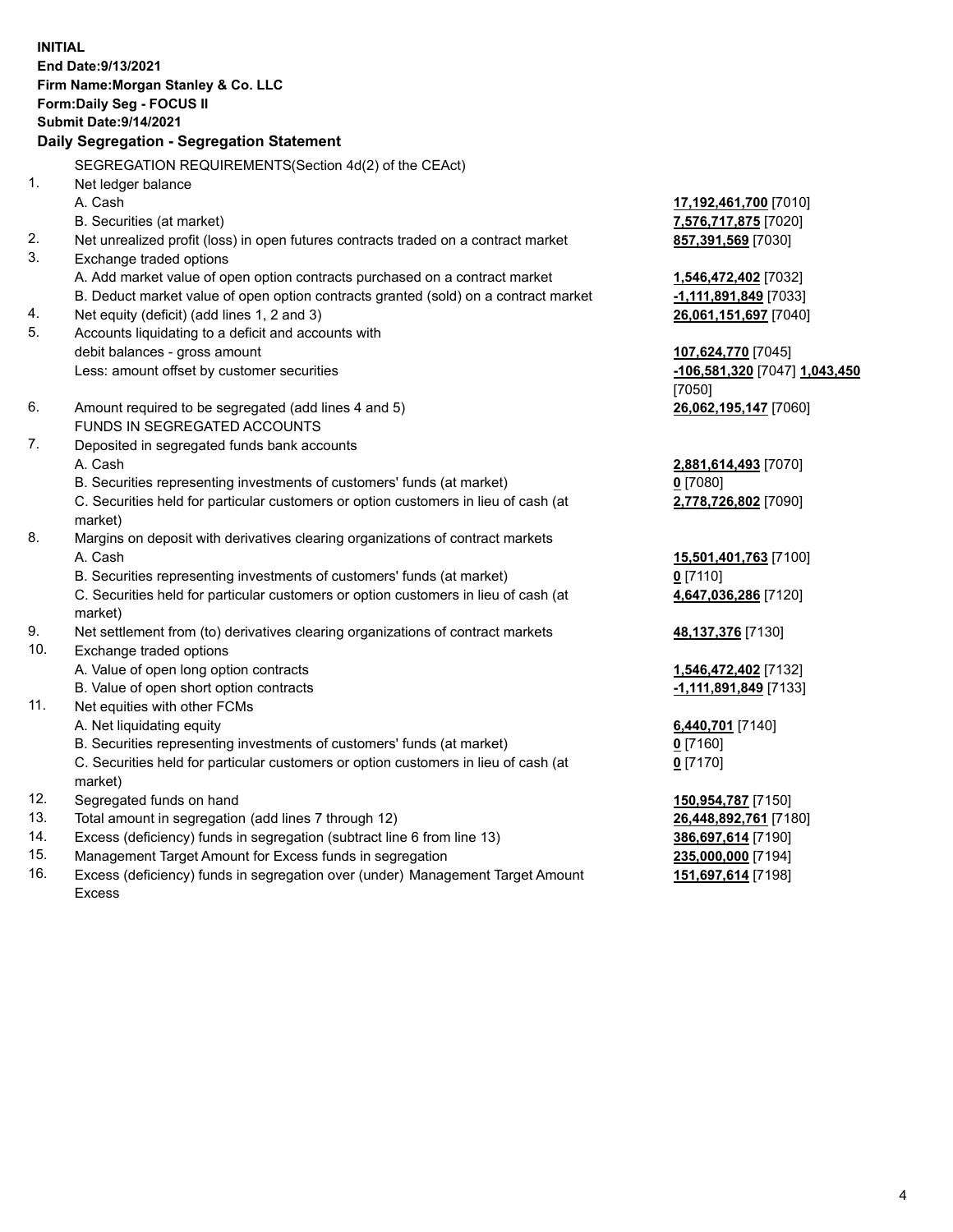**INITIAL**
**End Date:9/13/2021**
**Firm Name:Morgan Stanley & Co. LLC**
**Form:Daily Seg - FOCUS II**
**Submit Date:9/14/2021**

**Daily Segregation - Segregation Statement**

SEGREGATION REQUIREMENTS(Section 4d(2) of the CEAct)

| | | |
|---|---|---|
| 1. | Net ledger balance | |
| | A. Cash | **17,192,461,700** [7010] |
| | B. Securities (at market) | **7,576,717,875** [7020] |
| 2. | Net unrealized profit (loss) in open futures contracts traded on a contract market | **857,391,569** [7030] |
| 3. | Exchange traded options | |
| | A. Add market value of open option contracts purchased on a contract market | **1,546,472,402** [7032] |
| | B. Deduct market value of open option contracts granted (sold) on a contract market | **-1,111,891,849** [7033] |
| 4. | Net equity (deficit) (add lines 1, 2 and 3) | **26,061,151,697** [7040] |
| 5. | Accounts liquidating to a deficit and accounts with debit balances - gross amount | **107,624,770** [7045] |
| | Less: amount offset by customer securities | **-106,581,320** [7047] **1,043,450** [7050] |
| 6. | Amount required to be segregated (add lines 4 and 5) | **26,062,195,147** [7060] |
| | FUNDS IN SEGREGATED ACCOUNTS | |
| 7. | Deposited in segregated funds bank accounts | |
| | A. Cash | **2,881,614,493** [7070] |
| | B. Securities representing investments of customers' funds (at market) | **0** [7080] |
| | C. Securities held for particular customers or option customers in lieu of cash (at market) | **2,778,726,802** [7090] |
| 8. | Margins on deposit with derivatives clearing organizations of contract markets | |
| | A. Cash | **15,501,401,763** [7100] |
| | B. Securities representing investments of customers' funds (at market) | **0** [7110] |
| | C. Securities held for particular customers or option customers in lieu of cash (at market) | **4,647,036,286** [7120] |
| 9. | Net settlement from (to) derivatives clearing organizations of contract markets | **48,137,376** [7130] |
| 10. | Exchange traded options | |
| | A. Value of open long option contracts | **1,546,472,402** [7132] |
| | B. Value of open short option contracts | **-1,111,891,849** [7133] |
| 11. | Net equities with other FCMs | |
| | A. Net liquidating equity | **6,440,701** [7140] |
| | B. Securities representing investments of customers' funds (at market) | **0** [7160] |
| | C. Securities held for particular customers or option customers in lieu of cash (at market) | **0** [7170] |
| 12. | Segregated funds on hand | **150,954,787** [7150] |
| 13. | Total amount in segregation (add lines 7 through 12) | **26,448,892,761** [7180] |
| 14. | Excess (deficiency) funds in segregation (subtract line 6 from line 13) | **386,697,614** [7190] |
| 15. | Management Target Amount for Excess funds in segregation | **235,000,000** [7194] |
| 16. | Excess (deficiency) funds in segregation over (under) Management Target Amount Excess | **151,697,614** [7198] |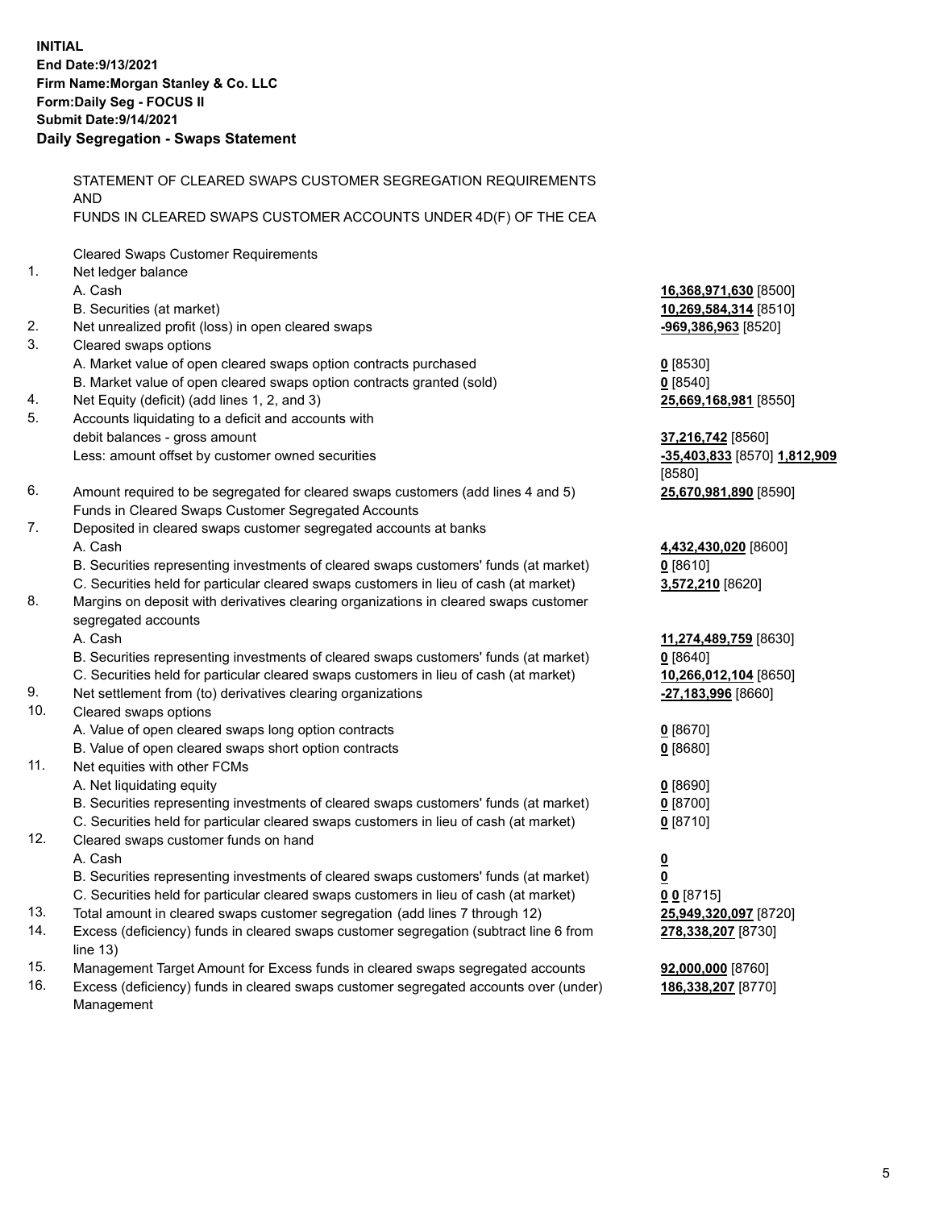**INITIAL**
**End Date:9/13/2021**
**Firm Name:Morgan Stanley & Co. LLC**
**Form:Daily Seg - FOCUS II**
**Submit Date:9/14/2021**
**Daily Segregation - Swaps Statement**

STATEMENT OF CLEARED SWAPS CUSTOMER SEGREGATION REQUIREMENTS AND FUNDS IN CLEARED SWAPS CUSTOMER ACCOUNTS UNDER 4D(F) OF THE CEA

| | | |
|---|---|---|
| | Cleared Swaps Customer Requirements | |
| 1. | Net ledger balance | |
| | A. Cash | **16,368,971,630** [8500] |
| | B. Securities (at market) | **10,269,584,314** [8510] |
| 2. | Net unrealized profit (loss) in open cleared swaps | **-969,386,963** [8520] |
| 3. | Cleared swaps options | |
| | A. Market value of open cleared swaps option contracts purchased | **0** [8530] |
| | B. Market value of open cleared swaps option contracts granted (sold) | **0** [8540] |
| 4. | Net Equity (deficit) (add lines 1, 2, and 3) | **25,669,168,981** [8550] |
| 5. | Accounts liquidating to a deficit and accounts with debit balances - gross amount | **37,216,742** [8560] |
| | Less: amount offset by customer owned securities | **-35,403,833** [8570] **1,812,909** [8580] |
| 6. | Amount required to be segregated for cleared swaps customers (add lines 4 and 5) | **25,670,981,890** [8590] |
| | Funds in Cleared Swaps Customer Segregated Accounts | |
| 7. | Deposited in cleared swaps customer segregated accounts at banks | |
| | A. Cash | **4,432,430,020** [8600] |
| | B. Securities representing investments of cleared swaps customers' funds (at market) | **0** [8610] |
| | C. Securities held for particular cleared swaps customers in lieu of cash (at market) | **3,572,210** [8620] |
| 8. | Margins on deposit with derivatives clearing organizations in cleared swaps customer segregated accounts | |
| | A. Cash | **11,274,489,759** [8630] |
| | B. Securities representing investments of cleared swaps customers' funds (at market) | **0** [8640] |
| | C. Securities held for particular cleared swaps customers in lieu of cash (at market) | **10,266,012,104** [8650] |
| 9. | Net settlement from (to) derivatives clearing organizations | **-27,183,996** [8660] |
| 10. | Cleared swaps options | |
| | A. Value of open cleared swaps long option contracts | **0** [8670] |
| | B. Value of open cleared swaps short option contracts | **0** [8680] |
| 11. | Net equities with other FCMs | |
| | A. Net liquidating equity | **0** [8690] |
| | B. Securities representing investments of cleared swaps customers' funds (at market) | **0** [8700] |
| | C. Securities held for particular cleared swaps customers in lieu of cash (at market) | **0** [8710] |
| 12. | Cleared swaps customer funds on hand | |
| | A. Cash | **0** |
| | B. Securities representing investments of cleared swaps customers' funds (at market) | **0** |
| | C. Securities held for particular cleared swaps customers in lieu of cash (at market) | **0** **0** [8715] |
| 13. | Total amount in cleared swaps customer segregation (add lines 7 through 12) | **25,949,320,097** [8720] |
| 14. | Excess (deficiency) funds in cleared swaps customer segregation (subtract line 6 from line 13) | **278,338,207** [8730] |
| 15. | Management Target Amount for Excess funds in cleared swaps segregated accounts | **92,000,000** [8760] |
| 16. | Excess (deficiency) funds in cleared swaps customer segregated accounts over (under) Management | **186,338,207** [8770] |